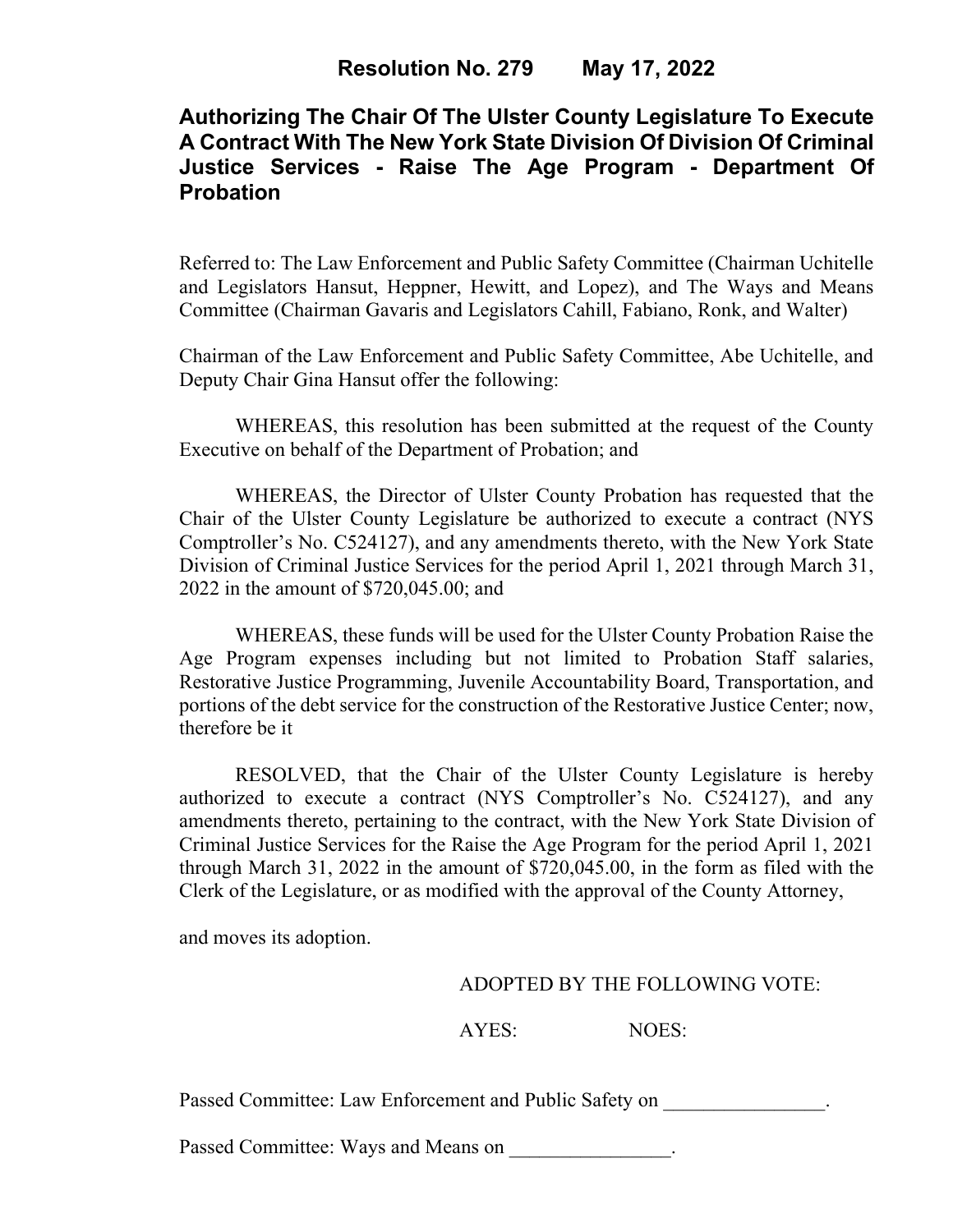# Resolution No. 279 May 17, 2022

## Authorizing The Chair Of The Ulster County Legislature To Execute A Contract With The New York State Division Of Division Of Criminal Justice Services - Raise The Age Program - Department Of Probation

Referred to: The Law Enforcement and Public Safety Committee (Chairman Uchitelle and Legislators Hansut, Heppner, Hewitt, and Lopez), and The Ways and Means Committee (Chairman Gavaris and Legislators Cahill, Fabiano, Ronk, and Walter)

Chairman of the Law Enforcement and Public Safety Committee, Abe Uchitelle, and Deputy Chair Gina Hansut offer the following:

WHEREAS, this resolution has been submitted at the request of the County Executive on behalf of the Department of Probation; and

WHEREAS, the Director of Ulster County Probation has requested that the Chair of the Ulster County Legislature be authorized to execute a contract (NYS Comptroller's No. C524127), and any amendments thereto, with the New York State Division of Criminal Justice Services for the period April 1, 2021 through March 31, 2022 in the amount of $720,045.00; and

WHEREAS, these funds will be used for the Ulster County Probation Raise the Age Program expenses including but not limited to Probation Staff salaries, Restorative Justice Programming, Juvenile Accountability Board, Transportation, and portions of the debt service for the construction of the Restorative Justice Center; now, therefore be it

RESOLVED, that the Chair of the Ulster County Legislature is hereby authorized to execute a contract (NYS Comptroller's No. C524127), and any amendments thereto, pertaining to the contract, with the New York State Division of Criminal Justice Services for the Raise the Age Program for the period April 1, 2021 through March 31, 2022 in the amount of $720,045.00, in the form as filed with the Clerk of the Legislature, or as modified with the approval of the County Attorney,

and moves its adoption.

ADOPTED BY THE FOLLOWING VOTE:

AYES: NOES:

Passed Committee: Law Enforcement and Public Safety on ________________.

Passed Committee: Ways and Means on ________________.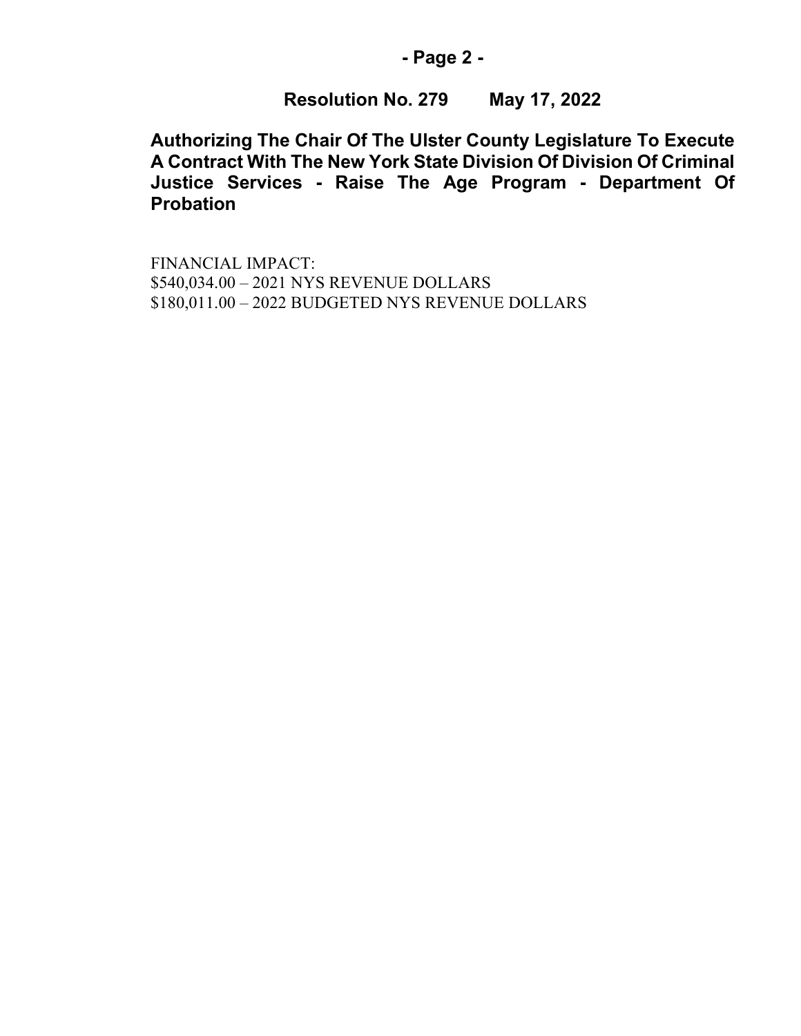**Resolution No. 279 May 17, 2022**

**Authorizing The Chair Of The Ulster County Legislature To Execute A Contract With The New York State Division Of Division Of Criminal Justice Services - Raise The Age Program - Department Of Probation**

FINANCIAL IMPACT:
$540,034.00 – 2021 NYS REVENUE DOLLARS
$180,011.00 – 2022 BUDGETED NYS REVENUE DOLLARS